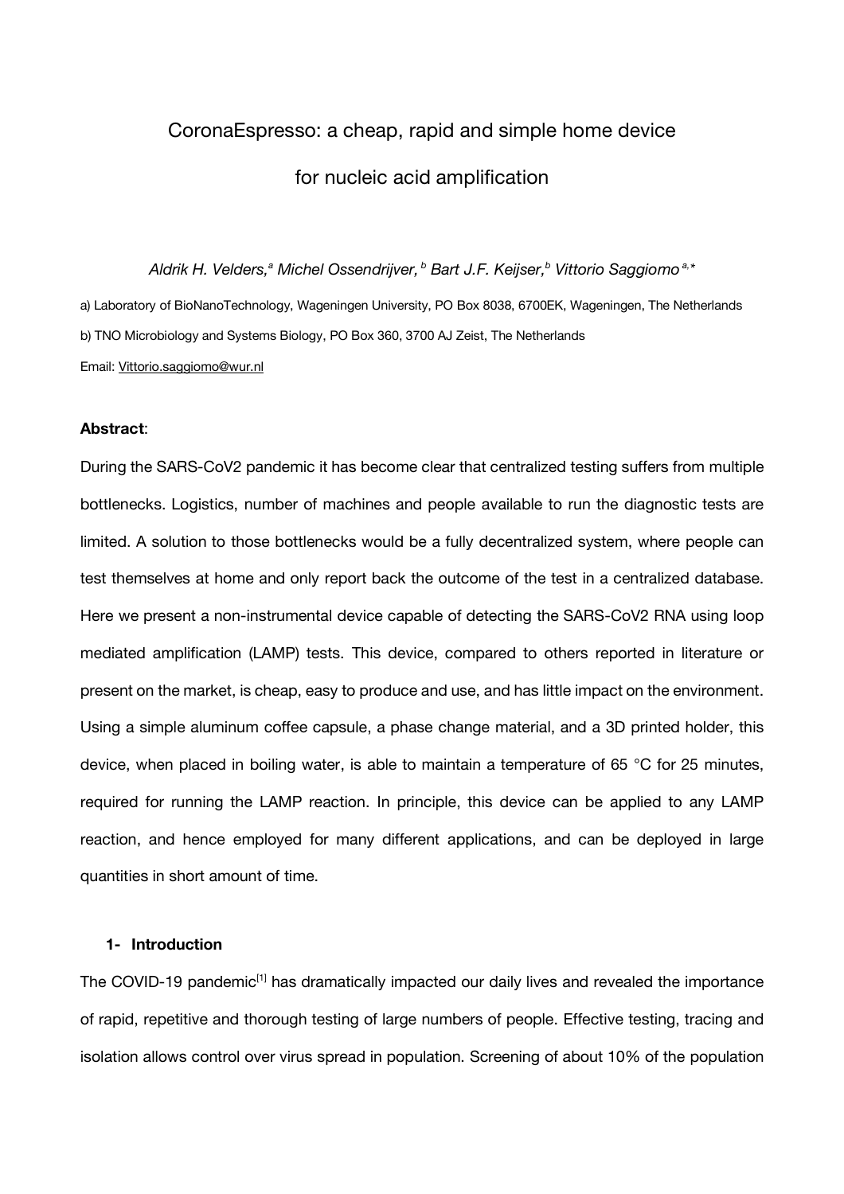# CoronaEspresso: a cheap, rapid and simple home device for nucleic acid amplification

*Aldrik H. Velders,[a] Michel Ossendrijver,[b] Bart J.F. Keijser,[b] Vittorio Saggiomo[a,*]*

a) Laboratory of BioNanoTechnology, Wageningen University, PO Box 8038, 6700EK, Wageningen, The Netherlands

b) TNO Microbiology and Systems Biology, PO Box 360, 3700 AJ Zeist, The Netherlands

Email: Vittorio.saggiomo@wur.nl

**Abstract**:

During the SARS-CoV2 pandemic it has become clear that centralized testing suffers from multiple bottlenecks. Logistics, number of machines and people available to run the diagnostic tests are limited. A solution to those bottlenecks would be a fully decentralized system, where people can test themselves at home and only report back the outcome of the test in a centralized database. Here we present a non-instrumental device capable of detecting the SARS-CoV2 RNA using loop mediated amplification (LAMP) tests. This device, compared to others reported in literature or present on the market, is cheap, easy to produce and use, and has little impact on the environment. Using a simple aluminum coffee capsule, a phase change material, and a 3D printed holder, this device, when placed in boiling water, is able to maintain a temperature of 65 °C for 25 minutes, required for running the LAMP reaction. In principle, this device can be applied to any LAMP reaction, and hence employed for many different applications, and can be deployed in large quantities in short amount of time.

## 1- Introduction

The COVID-19 pandemic[1] has dramatically impacted our daily lives and revealed the importance of rapid, repetitive and thorough testing of large numbers of people. Effective testing, tracing and isolation allows control over virus spread in population. Screening of about 10% of the population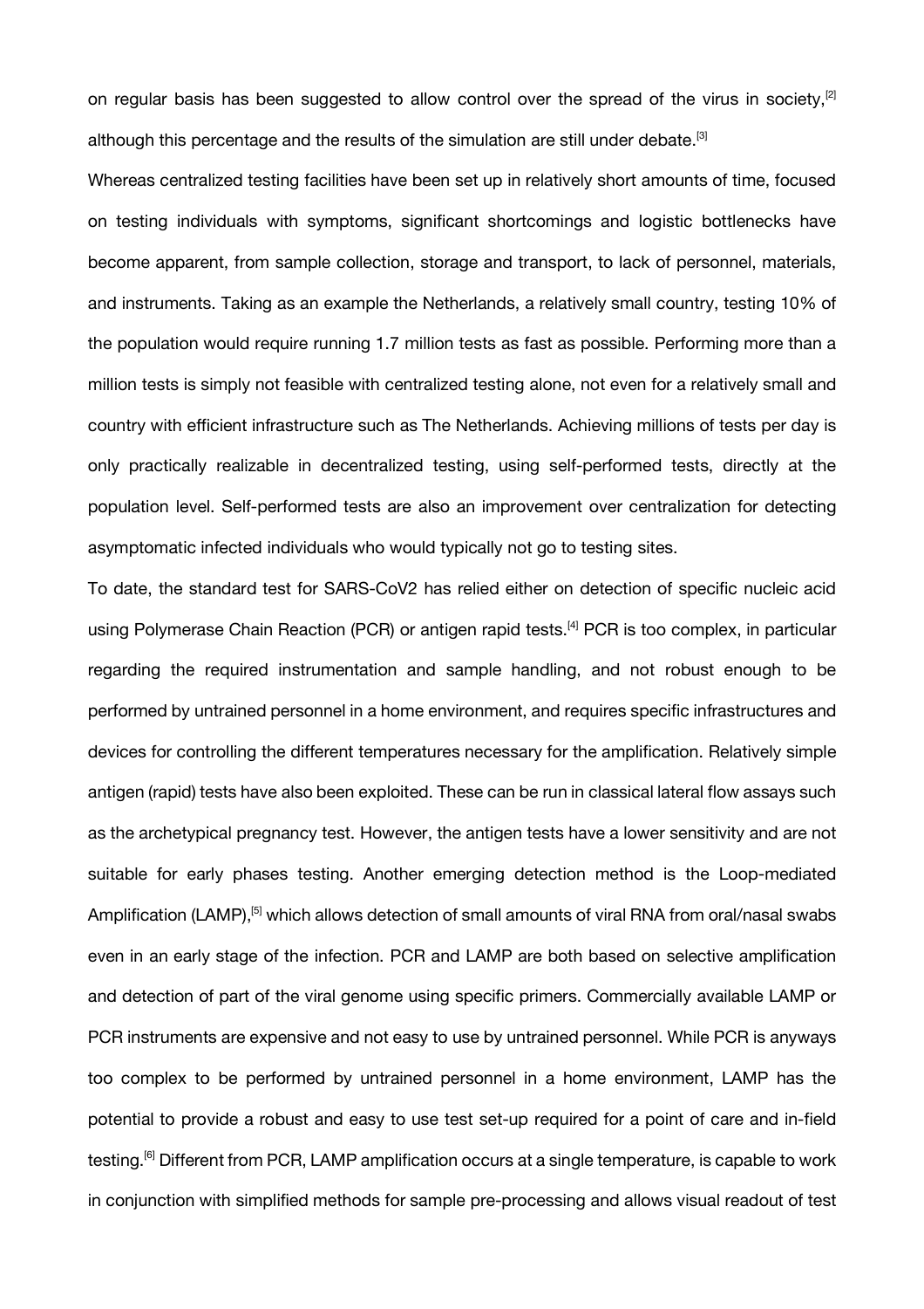on regular basis has been suggested to allow control over the spread of the virus in society,[2] although this percentage and the results of the simulation are still under debate.[3]

Whereas centralized testing facilities have been set up in relatively short amounts of time, focused on testing individuals with symptoms, significant shortcomings and logistic bottlenecks have become apparent, from sample collection, storage and transport, to lack of personnel, materials, and instruments. Taking as an example the Netherlands, a relatively small country, testing 10% of the population would require running 1.7 million tests as fast as possible. Performing more than a million tests is simply not feasible with centralized testing alone, not even for a relatively small and country with efficient infrastructure such as The Netherlands. Achieving millions of tests per day is only practically realizable in decentralized testing, using self-performed tests, directly at the population level. Self-performed tests are also an improvement over centralization for detecting asymptomatic infected individuals who would typically not go to testing sites.

To date, the standard test for SARS-CoV2 has relied either on detection of specific nucleic acid using Polymerase Chain Reaction (PCR) or antigen rapid tests.[4] PCR is too complex, in particular regarding the required instrumentation and sample handling, and not robust enough to be performed by untrained personnel in a home environment, and requires specific infrastructures and devices for controlling the different temperatures necessary for the amplification. Relatively simple antigen (rapid) tests have also been exploited. These can be run in classical lateral flow assays such as the archetypical pregnancy test. However, the antigen tests have a lower sensitivity and are not suitable for early phases testing. Another emerging detection method is the Loop-mediated Amplification (LAMP),[5] which allows detection of small amounts of viral RNA from oral/nasal swabs even in an early stage of the infection. PCR and LAMP are both based on selective amplification and detection of part of the viral genome using specific primers. Commercially available LAMP or PCR instruments are expensive and not easy to use by untrained personnel. While PCR is anyways too complex to be performed by untrained personnel in a home environment, LAMP has the potential to provide a robust and easy to use test set-up required for a point of care and in-field testing.[6] Different from PCR, LAMP amplification occurs at a single temperature, is capable to work in conjunction with simplified methods for sample pre-processing and allows visual readout of test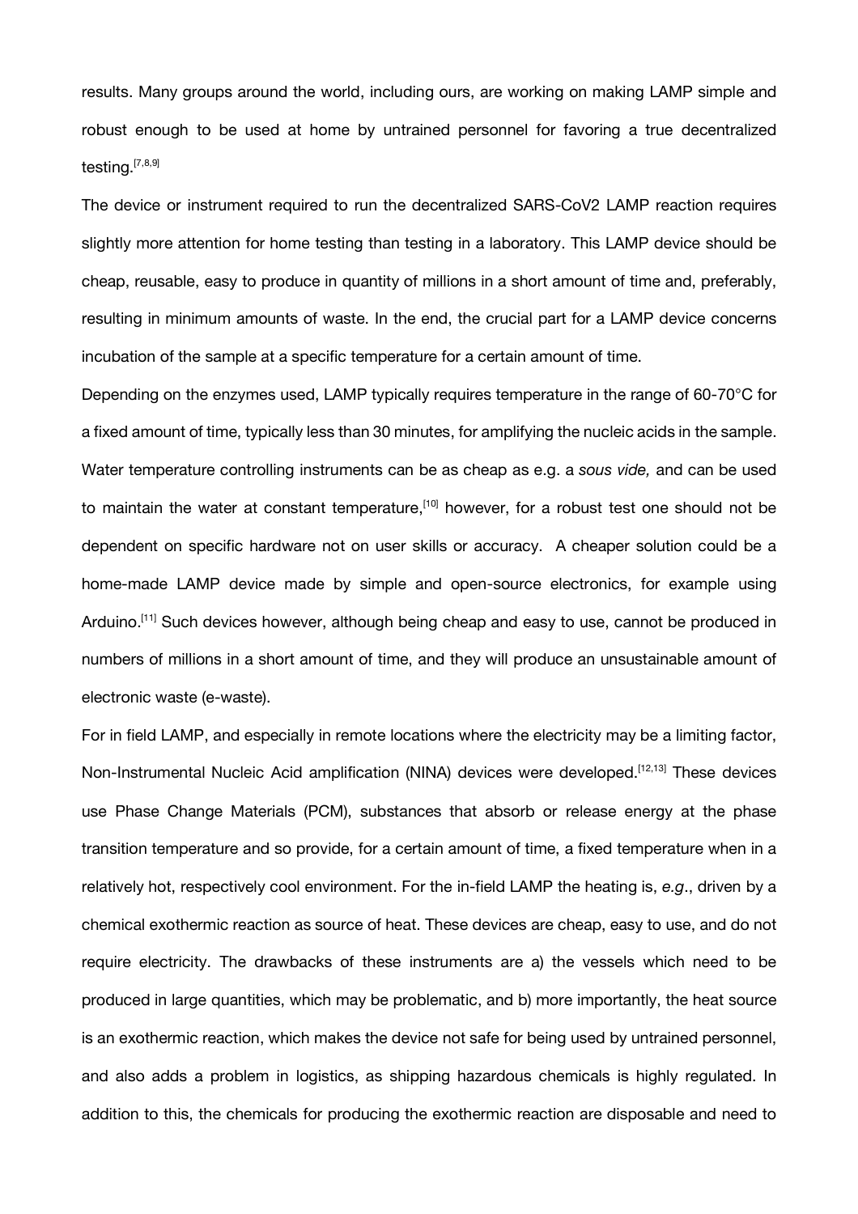results. Many groups around the world, including ours, are working on making LAMP simple and robust enough to be used at home by untrained personnel for favoring a true decentralized testing.[7,8,9]

The device or instrument required to run the decentralized SARS-CoV2 LAMP reaction requires slightly more attention for home testing than testing in a laboratory. This LAMP device should be cheap, reusable, easy to produce in quantity of millions in a short amount of time and, preferably, resulting in minimum amounts of waste. In the end, the crucial part for a LAMP device concerns incubation of the sample at a specific temperature for a certain amount of time.

Depending on the enzymes used, LAMP typically requires temperature in the range of 60-70°C for a fixed amount of time, typically less than 30 minutes, for amplifying the nucleic acids in the sample. Water temperature controlling instruments can be as cheap as e.g. a *sous vide,* and can be used to maintain the water at constant temperature,[10] however, for a robust test one should not be dependent on specific hardware not on user skills or accuracy. A cheaper solution could be a home-made LAMP device made by simple and open-source electronics, for example using Arduino.[11] Such devices however, although being cheap and easy to use, cannot be produced in numbers of millions in a short amount of time, and they will produce an unsustainable amount of electronic waste (e-waste).

For in field LAMP, and especially in remote locations where the electricity may be a limiting factor, Non-Instrumental Nucleic Acid amplification (NINA) devices were developed.[12,13] These devices use Phase Change Materials (PCM), substances that absorb or release energy at the phase transition temperature and so provide, for a certain amount of time, a fixed temperature when in a relatively hot, respectively cool environment. For the in-field LAMP the heating is, *e.g*., driven by a chemical exothermic reaction as source of heat. These devices are cheap, easy to use, and do not require electricity. The drawbacks of these instruments are a) the vessels which need to be produced in large quantities, which may be problematic, and b) more importantly, the heat source is an exothermic reaction, which makes the device not safe for being used by untrained personnel, and also adds a problem in logistics, as shipping hazardous chemicals is highly regulated. In addition to this, the chemicals for producing the exothermic reaction are disposable and need to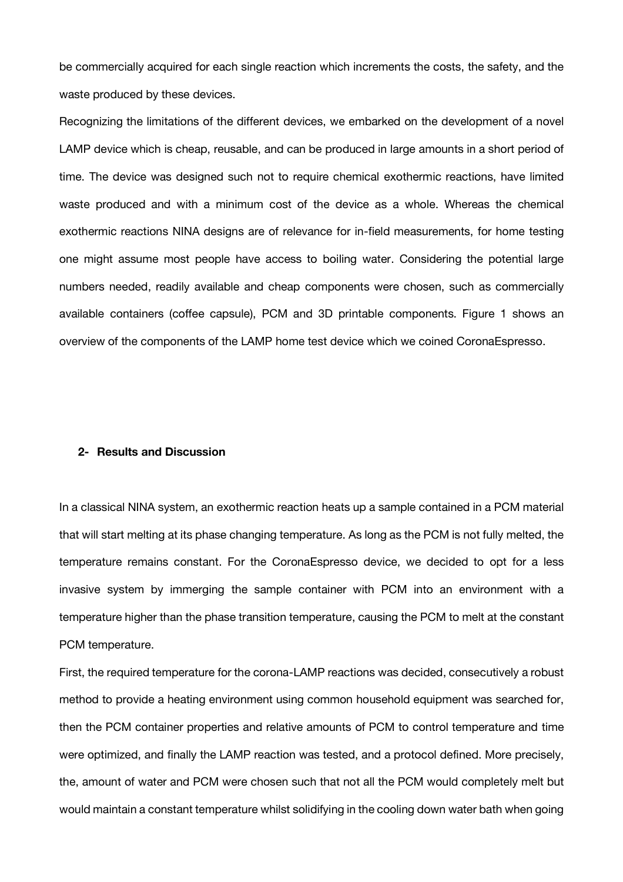be commercially acquired for each single reaction which increments the costs, the safety, and the waste produced by these devices.

Recognizing the limitations of the different devices, we embarked on the development of a novel LAMP device which is cheap, reusable, and can be produced in large amounts in a short period of time. The device was designed such not to require chemical exothermic reactions, have limited waste produced and with a minimum cost of the device as a whole. Whereas the chemical exothermic reactions NINA designs are of relevance for in-field measurements, for home testing one might assume most people have access to boiling water. Considering the potential large numbers needed, readily available and cheap components were chosen, such as commercially available containers (coffee capsule), PCM and 3D printable components. Figure 1 shows an overview of the components of the LAMP home test device which we coined CoronaEspresso.

## 2- Results and Discussion

In a classical NINA system, an exothermic reaction heats up a sample contained in a PCM material that will start melting at its phase changing temperature. As long as the PCM is not fully melted, the temperature remains constant. For the CoronaEspresso device, we decided to opt for a less invasive system by immerging the sample container with PCM into an environment with a temperature higher than the phase transition temperature, causing the PCM to melt at the constant PCM temperature.

First, the required temperature for the corona-LAMP reactions was decided, consecutively a robust method to provide a heating environment using common household equipment was searched for, then the PCM container properties and relative amounts of PCM to control temperature and time were optimized, and finally the LAMP reaction was tested, and a protocol defined. More precisely, the, amount of water and PCM were chosen such that not all the PCM would completely melt but would maintain a constant temperature whilst solidifying in the cooling down water bath when going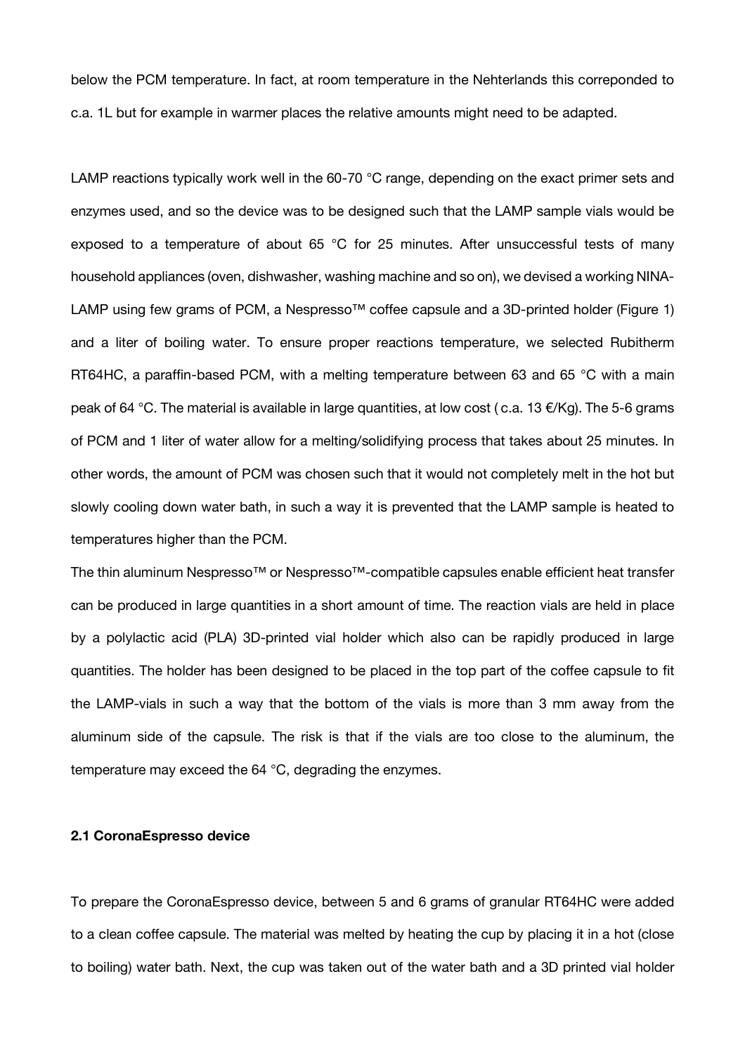below the PCM temperature. In fact, at room temperature in the Nehterlands this correponded to c.a. 1L but for example in warmer places the relative amounts might need to be adapted.

LAMP reactions typically work well in the 60-70 °C range, depending on the exact primer sets and enzymes used, and so the device was to be designed such that the LAMP sample vials would be exposed to a temperature of about 65 °C for 25 minutes. After unsuccessful tests of many household appliances (oven, dishwasher, washing machine and so on), we devised a working NINA-LAMP using few grams of PCM, a Nespresso™ coffee capsule and a 3D-printed holder (Figure 1) and a liter of boiling water. To ensure proper reactions temperature, we selected Rubitherm RT64HC, a paraffin-based PCM, with a melting temperature between 63 and 65 °C with a main peak of 64 °C. The material is available in large quantities, at low cost ( c.a. 13 €/Kg). The 5-6 grams of PCM and 1 liter of water allow for a melting/solidifying process that takes about 25 minutes. In other words, the amount of PCM was chosen such that it would not completely melt in the hot but slowly cooling down water bath, in such a way it is prevented that the LAMP sample is heated to temperatures higher than the PCM.

The thin aluminum Nespresso™ or Nespresso™-compatible capsules enable efficient heat transfer can be produced in large quantities in a short amount of time. The reaction vials are held in place by a polylactic acid (PLA) 3D-printed vial holder which also can be rapidly produced in large quantities. The holder has been designed to be placed in the top part of the coffee capsule to fit the LAMP-vials in such a way that the bottom of the vials is more than 3 mm away from the aluminum side of the capsule. The risk is that if the vials are too close to the aluminum, the temperature may exceed the 64 °C, degrading the enzymes.

### 2.1 CoronaEspresso device

To prepare the CoronaEspresso device, between 5 and 6 grams of granular RT64HC were added to a clean coffee capsule. The material was melted by heating the cup by placing it in a hot (close to boiling) water bath. Next, the cup was taken out of the water bath and a 3D printed vial holder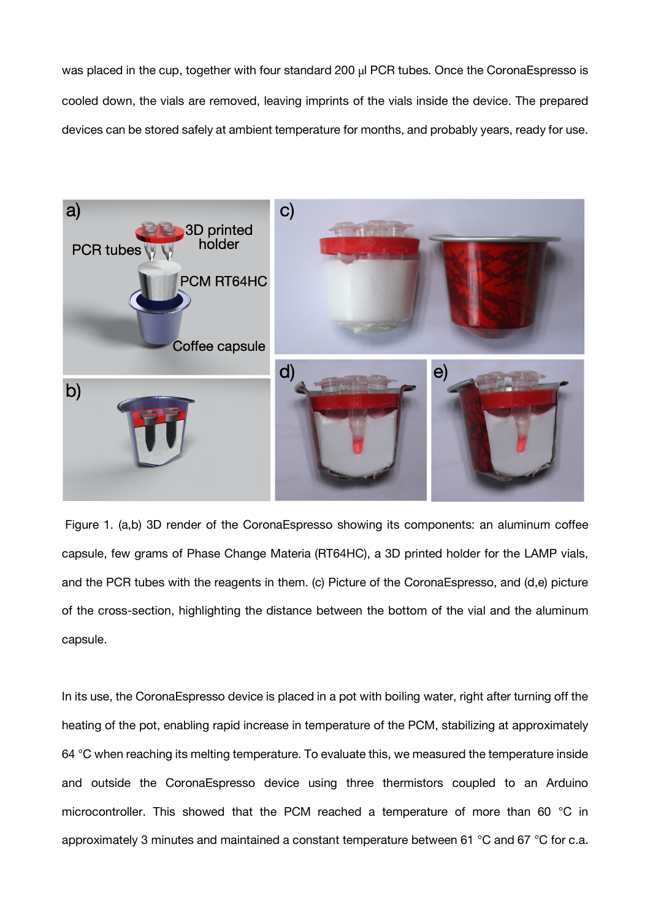was placed in the cup, together with four standard 200 μl PCR tubes. Once the CoronaEspresso is cooled down, the vials are removed, leaving imprints of the vials inside the device. The prepared devices can be stored safely at ambient temperature for months, and probably years, ready for use.

Figure 1. (a,b) 3D render of the CoronaEspresso showing its components: an aluminum coffee capsule, few grams of Phase Change Materia (RT64HC), a 3D printed holder for the LAMP vials, and the PCR tubes with the reagents in them. (c) Picture of the CoronaEspresso, and (d,e) picture of the cross-section, highlighting the distance between the bottom of the vial and the aluminum capsule.

In its use, the CoronaEspresso device is placed in a pot with boiling water, right after turning off the heating of the pot, enabling rapid increase in temperature of the PCM, stabilizing at approximately 64 °C when reaching its melting temperature. To evaluate this, we measured the temperature inside and outside the CoronaEspresso device using three thermistors coupled to an Arduino microcontroller. This showed that the PCM reached a temperature of more than 60 °C in approximately 3 minutes and maintained a constant temperature between 61 °C and 67 °C for c.a.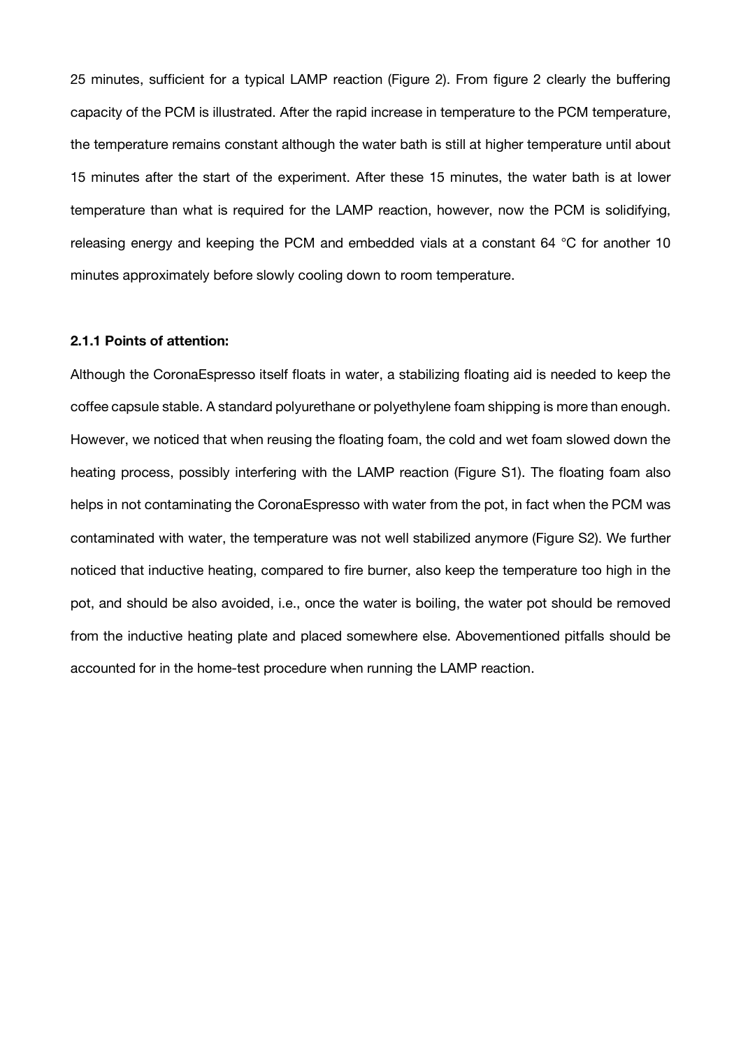25 minutes, sufficient for a typical LAMP reaction (Figure 2). From figure 2 clearly the buffering capacity of the PCM is illustrated. After the rapid increase in temperature to the PCM temperature, the temperature remains constant although the water bath is still at higher temperature until about 15 minutes after the start of the experiment. After these 15 minutes, the water bath is at lower temperature than what is required for the LAMP reaction, however, now the PCM is solidifying, releasing energy and keeping the PCM and embedded vials at a constant 64 °C for another 10 minutes approximately before slowly cooling down to room temperature.

### 2.1.1 Points of attention:

Although the CoronaEspresso itself floats in water, a stabilizing floating aid is needed to keep the coffee capsule stable. A standard polyurethane or polyethylene foam shipping is more than enough. However, we noticed that when reusing the floating foam, the cold and wet foam slowed down the heating process, possibly interfering with the LAMP reaction (Figure S1). The floating foam also helps in not contaminating the CoronaEspresso with water from the pot, in fact when the PCM was contaminated with water, the temperature was not well stabilized anymore (Figure S2). We further noticed that inductive heating, compared to fire burner, also keep the temperature too high in the pot, and should be also avoided, i.e., once the water is boiling, the water pot should be removed from the inductive heating plate and placed somewhere else. Abovementioned pitfalls should be accounted for in the home-test procedure when running the LAMP reaction.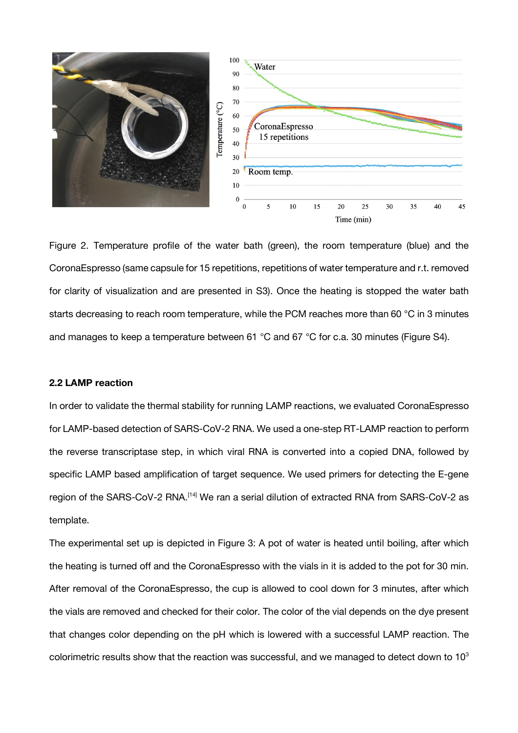Figure 2. Temperature profile of the water bath (green), the room temperature (blue) and the CoronaEspresso (same capsule for 15 repetitions, repetitions of water temperature and r.t. removed for clarity of visualization and are presented in S3). Once the heating is stopped the water bath starts decreasing to reach room temperature, while the PCM reaches more than 60 °C in 3 minutes and manages to keep a temperature between 61 °C and 67 °C for c.a. 30 minutes (Figure S4).

### 2.2 LAMP reaction

In order to validate the thermal stability for running LAMP reactions, we evaluated CoronaEspresso for LAMP-based detection of SARS-CoV-2 RNA. We used a one-step RT-LAMP reaction to perform the reverse transcriptase step, in which viral RNA is converted into a copied DNA, followed by specific LAMP based amplification of target sequence. We used primers for detecting the E-gene region of the SARS-CoV-2 RNA.[14] We ran a serial dilution of extracted RNA from SARS-CoV-2 as template.

The experimental set up is depicted in Figure 3: A pot of water is heated until boiling, after which the heating is turned off and the CoronaEspresso with the vials in it is added to the pot for 30 min. After removal of the CoronaEspresso, the cup is allowed to cool down for 3 minutes, after which the vials are removed and checked for their color. The color of the vial depends on the dye present that changes color depending on the pH which is lowered with a successful LAMP reaction. The colorimetric results show that the reaction was successful, and we managed to detect down to $10^3$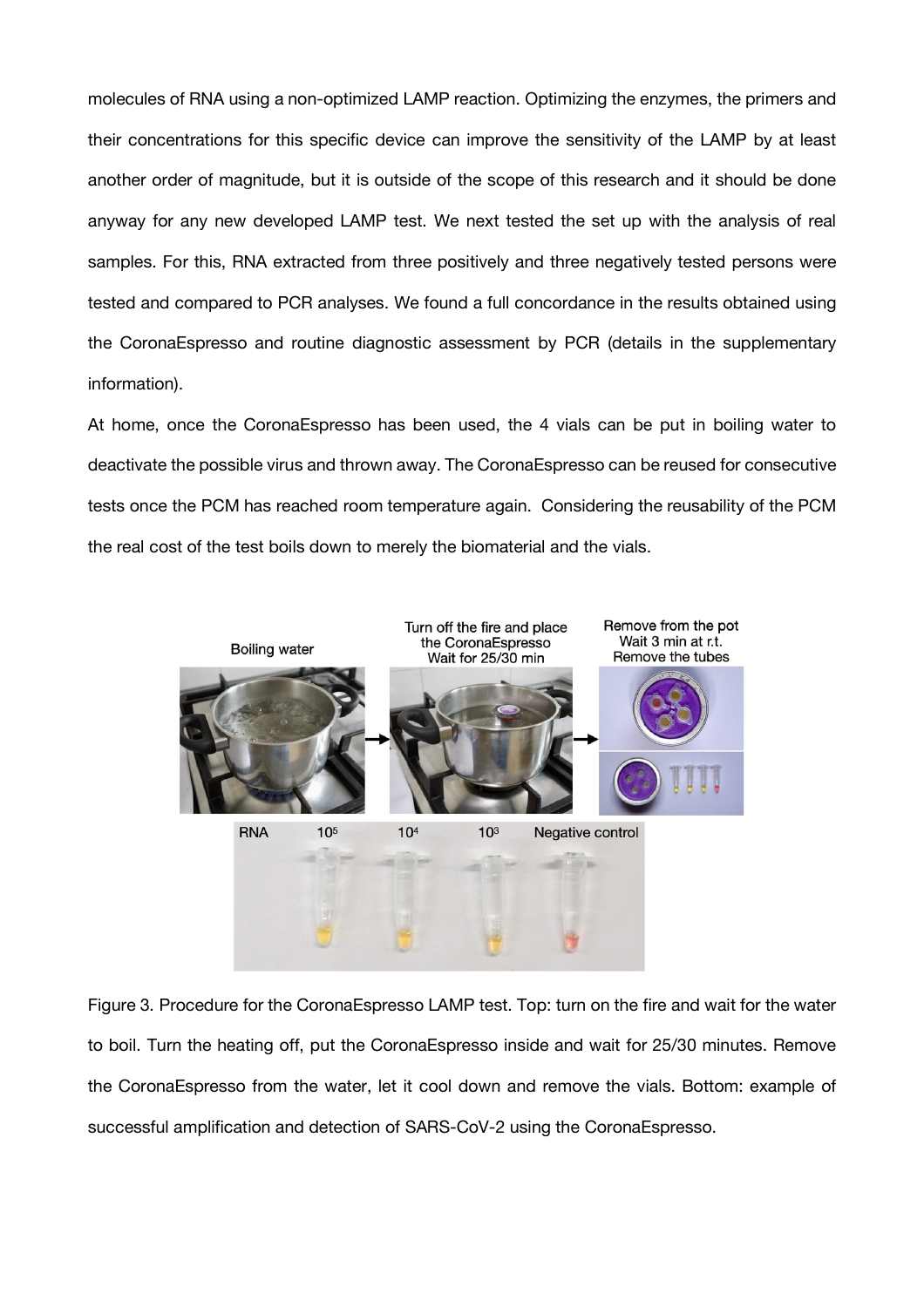molecules of RNA using a non-optimized LAMP reaction. Optimizing the enzymes, the primers and their concentrations for this specific device can improve the sensitivity of the LAMP by at least another order of magnitude, but it is outside of the scope of this research and it should be done anyway for any new developed LAMP test. We next tested the set up with the analysis of real samples. For this, RNA extracted from three positively and three negatively tested persons were tested and compared to PCR analyses. We found a full concordance in the results obtained using the CoronaEspresso and routine diagnostic assessment by PCR (details in the supplementary information).

At home, once the CoronaEspresso has been used, the 4 vials can be put in boiling water to deactivate the possible virus and thrown away. The CoronaEspresso can be reused for consecutive tests once the PCM has reached room temperature again. Considering the reusability of the PCM the real cost of the test boils down to merely the biomaterial and the vials.

Figure 3. Procedure for the CoronaEspresso LAMP test. Top: turn on the fire and wait for the water to boil. Turn the heating off, put the CoronaEspresso inside and wait for 25/30 minutes. Remove the CoronaEspresso from the water, let it cool down and remove the vials. Bottom: example of successful amplification and detection of SARS-CoV-2 using the CoronaEspresso.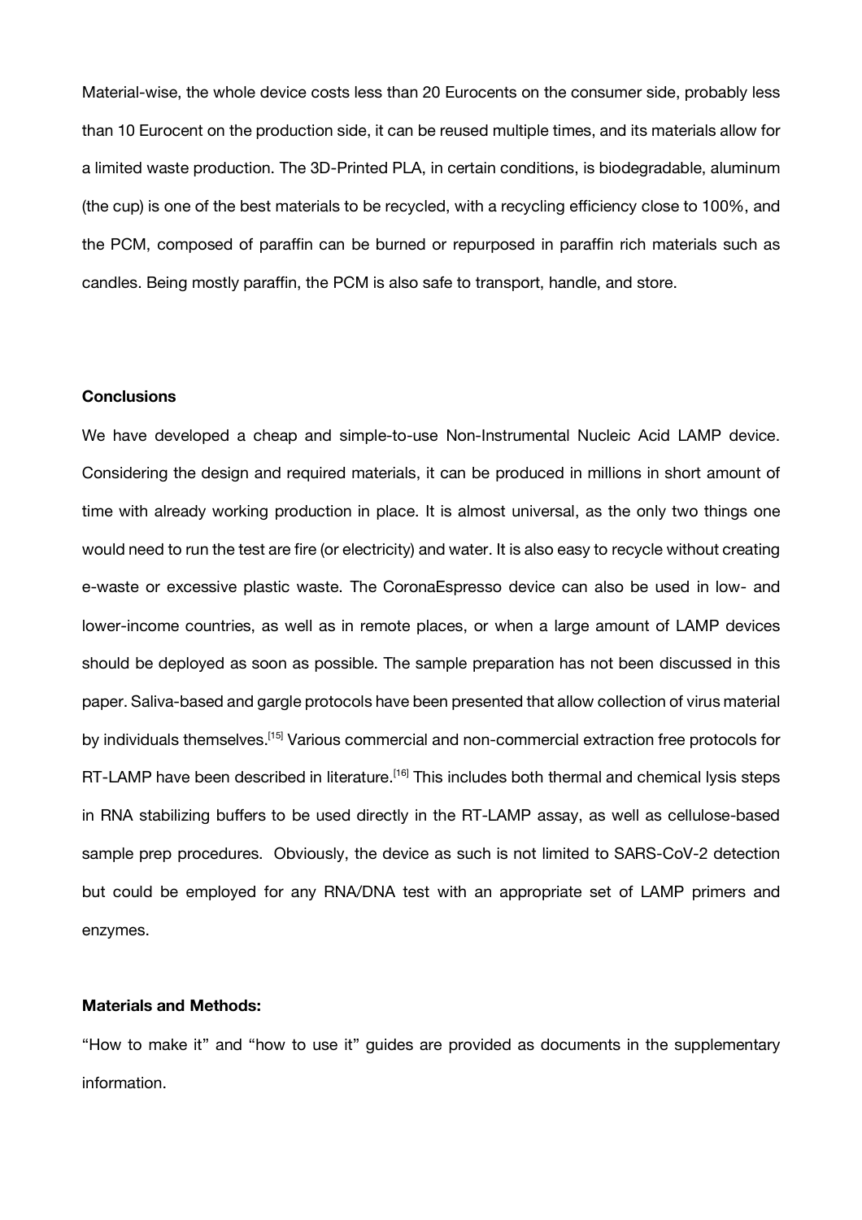Material-wise, the whole device costs less than 20 Eurocents on the consumer side, probably less than 10 Eurocent on the production side, it can be reused multiple times, and its materials allow for a limited waste production. The 3D-Printed PLA, in certain conditions, is biodegradable, aluminum (the cup) is one of the best materials to be recycled, with a recycling efficiency close to 100%, and the PCM, composed of paraffin can be burned or repurposed in paraffin rich materials such as candles. Being mostly paraffin, the PCM is also safe to transport, handle, and store.

**Conclusions**

We have developed a cheap and simple-to-use Non-Instrumental Nucleic Acid LAMP device. Considering the design and required materials, it can be produced in millions in short amount of time with already working production in place. It is almost universal, as the only two things one would need to run the test are fire (or electricity) and water. It is also easy to recycle without creating e-waste or excessive plastic waste. The CoronaEspresso device can also be used in low- and lower-income countries, as well as in remote places, or when a large amount of LAMP devices should be deployed as soon as possible. The sample preparation has not been discussed in this paper. Saliva-based and gargle protocols have been presented that allow collection of virus material by individuals themselves.[15] Various commercial and non-commercial extraction free protocols for RT-LAMP have been described in literature.[16] This includes both thermal and chemical lysis steps in RNA stabilizing buffers to be used directly in the RT-LAMP assay, as well as cellulose-based sample prep procedures. Obviously, the device as such is not limited to SARS-CoV-2 detection but could be employed for any RNA/DNA test with an appropriate set of LAMP primers and enzymes.

**Materials and Methods:**

"How to make it" and "how to use it" guides are provided as documents in the supplementary information.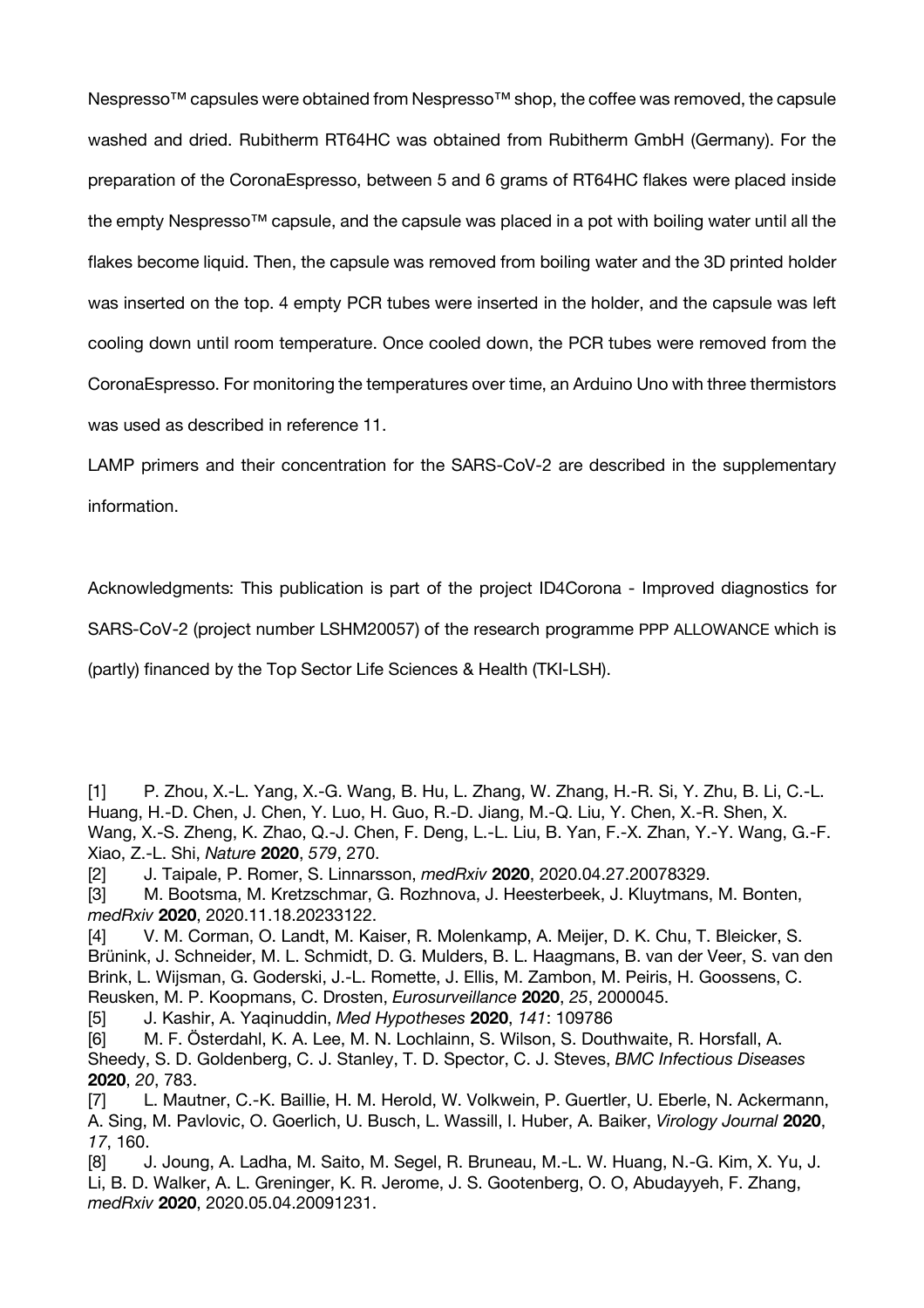Nespresso™ capsules were obtained from Nespresso™ shop, the coffee was removed, the capsule washed and dried. Rubitherm RT64HC was obtained from Rubitherm GmbH (Germany). For the preparation of the CoronaEspresso, between 5 and 6 grams of RT64HC flakes were placed inside the empty Nespresso™ capsule, and the capsule was placed in a pot with boiling water until all the flakes become liquid. Then, the capsule was removed from boiling water and the 3D printed holder was inserted on the top. 4 empty PCR tubes were inserted in the holder, and the capsule was left cooling down until room temperature. Once cooled down, the PCR tubes were removed from the CoronaEspresso. For monitoring the temperatures over time, an Arduino Uno with three thermistors was used as described in reference 11.

LAMP primers and their concentration for the SARS-CoV-2 are described in the supplementary information.

Acknowledgments: This publication is part of the project ID4Corona - Improved diagnostics for SARS-CoV-2 (project number LSHM20057) of the research programme PPP ALLOWANCE which is (partly) financed by the Top Sector Life Sciences & Health (TKI-LSH).

[1] P. Zhou, X.-L. Yang, X.-G. Wang, B. Hu, L. Zhang, W. Zhang, H.-R. Si, Y. Zhu, B. Li, C.-L. Huang, H.-D. Chen, J. Chen, Y. Luo, H. Guo, R.-D. Jiang, M.-Q. Liu, Y. Chen, X.-R. Shen, X. Wang, X.-S. Zheng, K. Zhao, Q.-J. Chen, F. Deng, L.-L. Liu, B. Yan, F.-X. Zhan, Y.-Y. Wang, G.-F. Xiao, Z.-L. Shi, *Nature* **2020**, *579*, 270.

[2] J. Taipale, P. Romer, S. Linnarsson, *medRxiv* **2020**, 2020.04.27.20078329.

[3] M. Bootsma, M. Kretzschmar, G. Rozhnova, J. Heesterbeek, J. Kluytmans, M. Bonten, *medRxiv* **2020**, 2020.11.18.20233122.

[4] V. M. Corman, O. Landt, M. Kaiser, R. Molenkamp, A. Meijer, D. K. Chu, T. Bleicker, S. Brünink, J. Schneider, M. L. Schmidt, D. G. Mulders, B. L. Haagmans, B. van der Veer, S. van den Brink, L. Wijsman, G. Goderski, J.-L. Romette, J. Ellis, M. Zambon, M. Peiris, H. Goossens, C. Reusken, M. P. Koopmans, C. Drosten, *Eurosurveillance* **2020**, *25*, 2000045.

[5] J. Kashir, A. Yaqinuddin, *Med Hypotheses* **2020**, *141*: 109786

[6] M. F. Österdahl, K. A. Lee, M. N. Lochlainn, S. Wilson, S. Douthwaite, R. Horsfall, A. Sheedy, S. D. Goldenberg, C. J. Stanley, T. D. Spector, C. J. Steves, *BMC Infectious Diseases* **2020**, *20*, 783.

[7] L. Mautner, C.-K. Baillie, H. M. Herold, W. Volkwein, P. Guertler, U. Eberle, N. Ackermann, A. Sing, M. Pavlovic, O. Goerlich, U. Busch, L. Wassill, I. Huber, A. Baiker, *Virology Journal* **2020**, *17*, 160.

[8] J. Joung, A. Ladha, M. Saito, M. Segel, R. Bruneau, M.-L. W. Huang, N.-G. Kim, X. Yu, J. Li, B. D. Walker, A. L. Greninger, K. R. Jerome, J. S. Gootenberg, O. O, Abudayyeh, F. Zhang, *medRxiv* **2020**, 2020.05.04.20091231.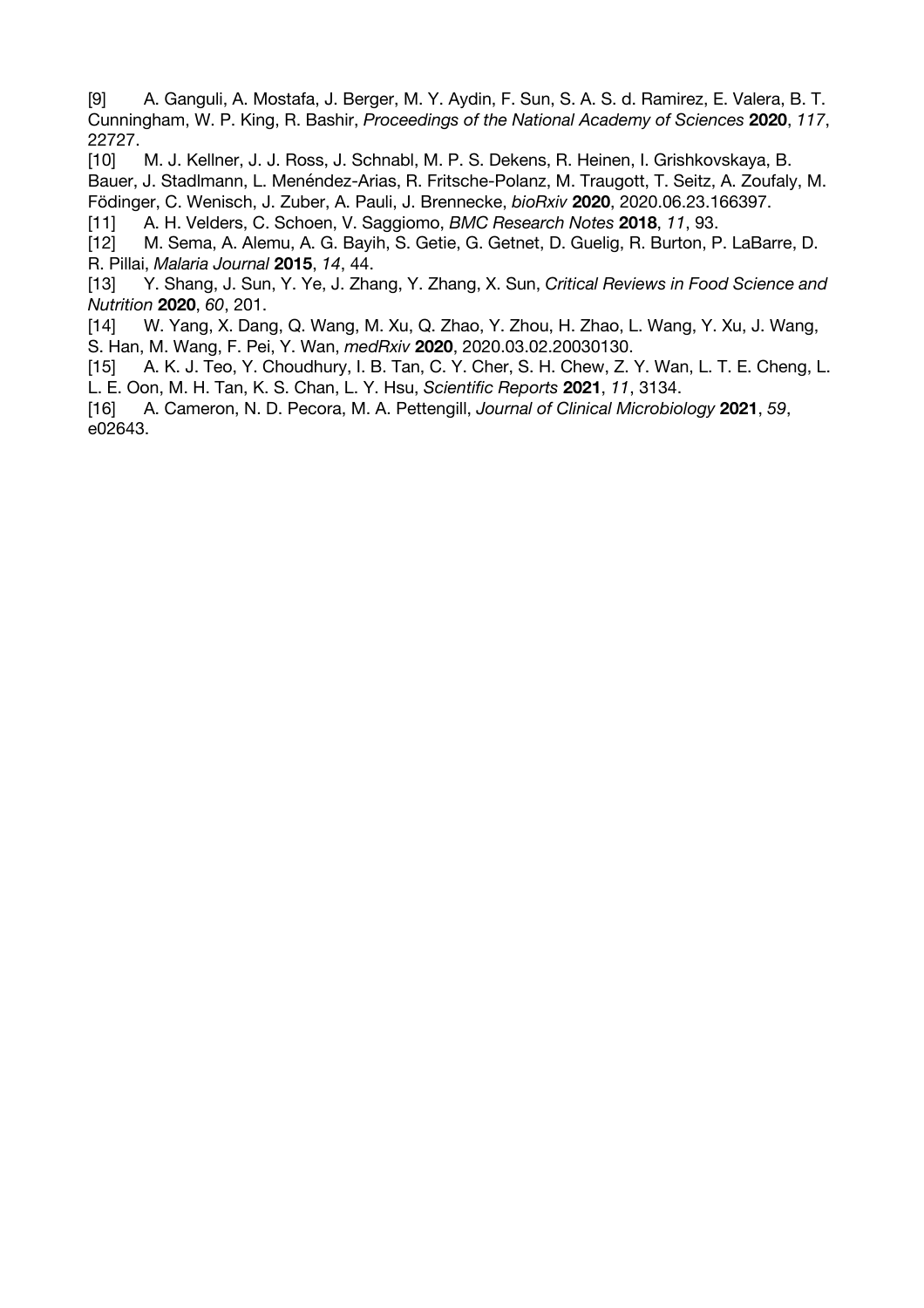[9] A. Ganguli, A. Mostafa, J. Berger, M. Y. Aydin, F. Sun, S. A. S. d. Ramirez, E. Valera, B. T. Cunningham, W. P. King, R. Bashir, *Proceedings of the National Academy of Sciences* **2020**, *117*, 22727.

[10] M. J. Kellner, J. J. Ross, J. Schnabl, M. P. S. Dekens, R. Heinen, I. Grishkovskaya, B. Bauer, J. Stadlmann, L. Menéndez-Arias, R. Fritsche-Polanz, M. Traugott, T. Seitz, A. Zoufaly, M. Födinger, C. Wenisch, J. Zuber, A. Pauli, J. Brennecke, *bioRxiv* **2020**, 2020.06.23.166397.

[11] A. H. Velders, C. Schoen, V. Saggiomo, *BMC Research Notes* **2018**, *11*, 93.

[12] M. Sema, A. Alemu, A. G. Bayih, S. Getie, G. Getnet, D. Guelig, R. Burton, P. LaBarre, D. R. Pillai, *Malaria Journal* **2015**, *14*, 44.

[13] Y. Shang, J. Sun, Y. Ye, J. Zhang, Y. Zhang, X. Sun, *Critical Reviews in Food Science and Nutrition* **2020**, *60*, 201.

[14] W. Yang, X. Dang, Q. Wang, M. Xu, Q. Zhao, Y. Zhou, H. Zhao, L. Wang, Y. Xu, J. Wang, S. Han, M. Wang, F. Pei, Y. Wan, *medRxiv* **2020**, 2020.03.02.20030130.

[15] A. K. J. Teo, Y. Choudhury, I. B. Tan, C. Y. Cher, S. H. Chew, Z. Y. Wan, L. T. E. Cheng, L. L. E. Oon, M. H. Tan, K. S. Chan, L. Y. Hsu, *Scientific Reports* **2021**, *11*, 3134.

[16] A. Cameron, N. D. Pecora, M. A. Pettengill, *Journal of Clinical Microbiology* **2021**, *59*, e02643.